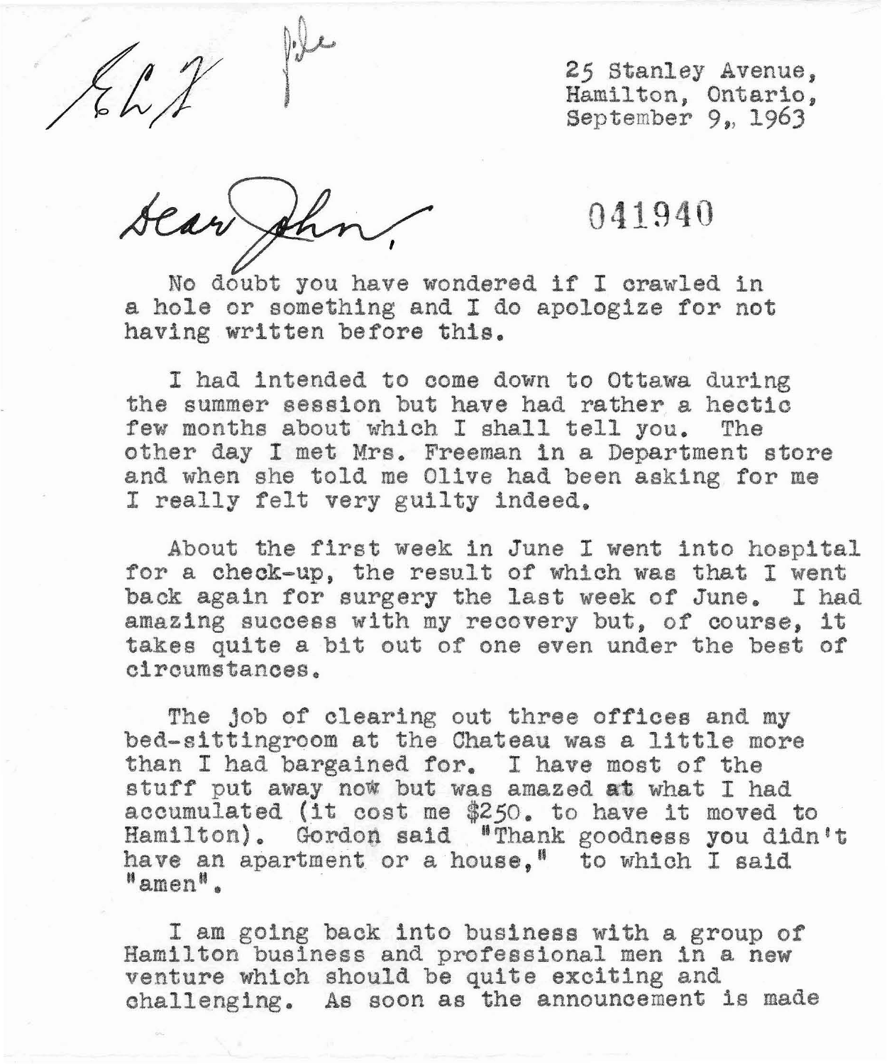ELX    file

25 Stanley Avenue,
Hamilton, Ontario,
September 9, 1963

Dear John,

041940

No doubt you have wondered if I crawled in a hole or something and I do apologize for not having written before this.

I had intended to come down to Ottawa during the summer session but have had rather a hectic few months about which I shall tell you. The other day I met Mrs. Freeman in a Department store and when she told me Olive had been asking for me I really felt very guilty indeed.

About the first week in June I went into hospital for a check-up, the result of which was that I went back again for surgery the last week of June. I had amazing success with my recovery but, of course, it takes quite a bit out of one even under the best of circumstances.

The job of clearing out three offices and my bed-sittingroom at the Chateau was a little more than I had bargained for. I have most of the stuff put away now but was amazed at what I had accumulated (it cost me $250. to have it moved to Hamilton). Gordon said "Thank goodness you didn't have an apartment or a house," to which I said "amen".

I am going back into business with a group of Hamilton business and professional men in a new venture which should be quite exciting and challenging. As soon as the announcement is made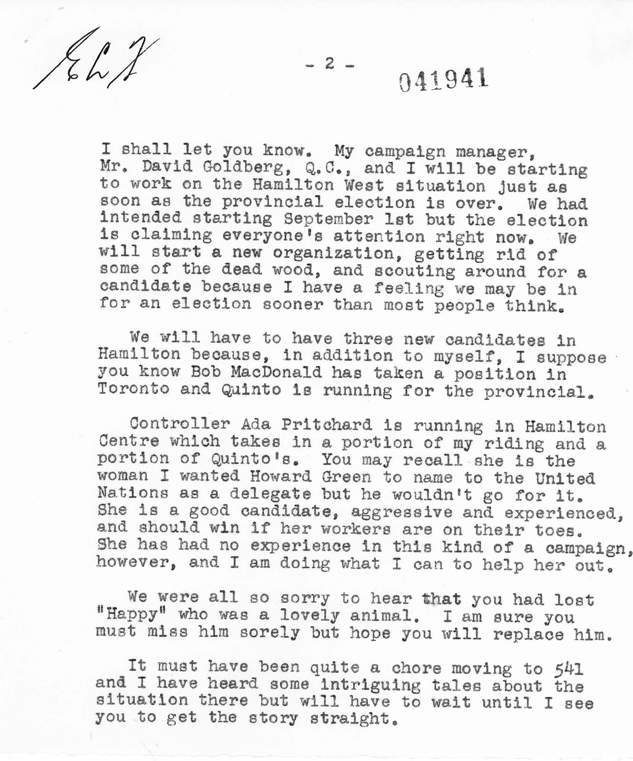I shall let you know. My campaign manager, Mr. David Goldberg, Q.C., and I will be starting to work on the Hamilton West situation just as soon as the provincial election is over. We had intended starting September 1st but the election is claiming everyone's attention right now. We will start a new organization, getting rid of some of the dead wood, and scouting around for a candidate because I have a feeling we may be in for an election sooner than most people think.

We will have to have three new candidates in Hamilton because, in addition to myself, I suppose you know Bob MacDonald has taken a position in Toronto and Quinto is running for the provincial.

Controller Ada Pritchard is running in Hamilton Centre which takes in a portion of my riding and a portion of Quinto's. You may recall she is the woman I wanted Howard Green to name to the United Nations as a delegate but he wouldn't go for it. She is a good candidate, aggressive and experienced, and should win if her workers are on their toes. She has had no experience in this kind of a campaign, however, and I am doing what I can to help her out.

We were all so sorry to hear that you had lost "Happy" who was a lovely animal. I am sure you must miss him sorely but hope you will replace him.

It must have been quite a chore moving to 541 and I have heard some intriguing tales about the situation there but will have to wait until I see you to get the story straight.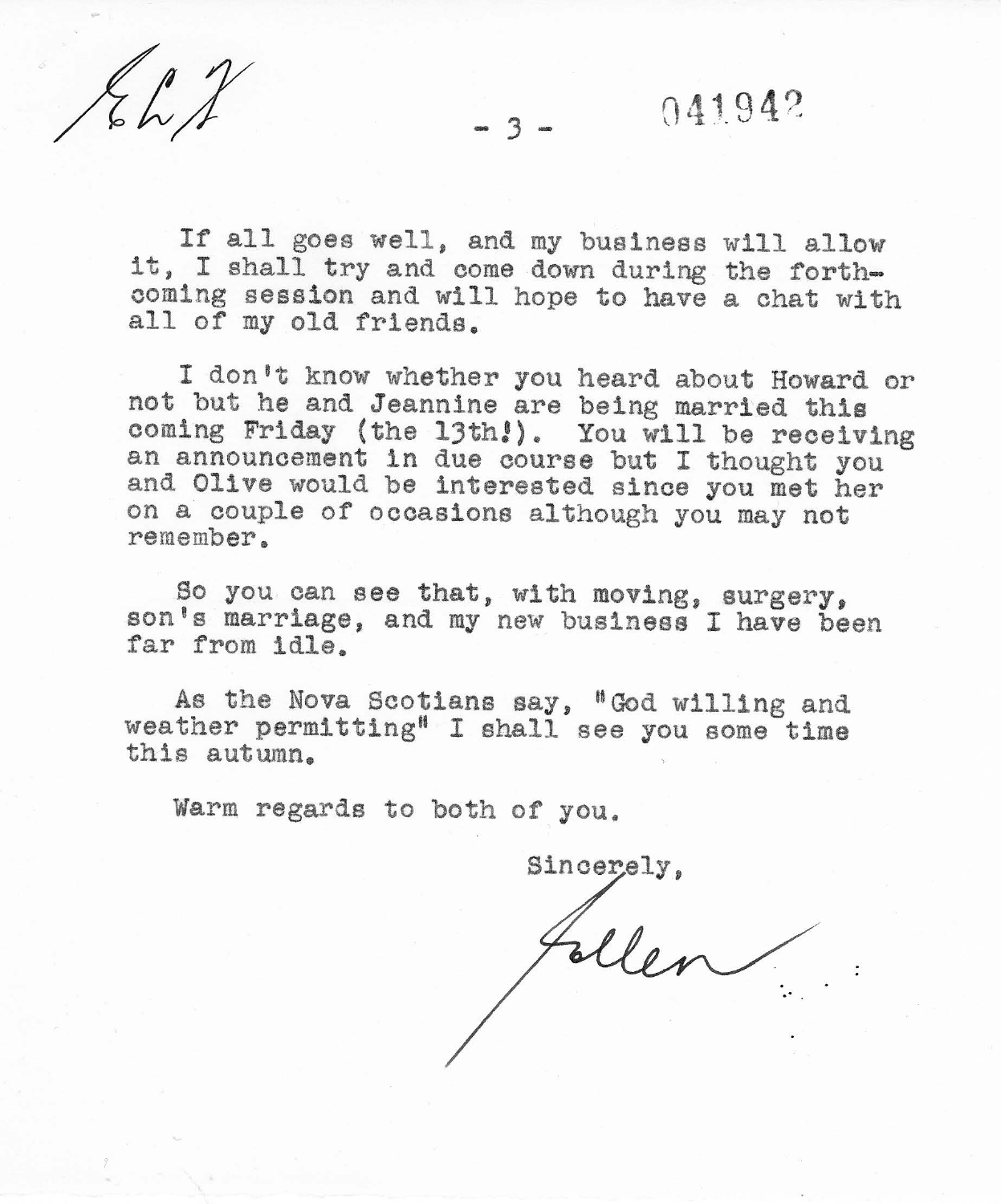If all goes well, and my business will allow it, I shall try and come down during the forthcoming session and will hope to have a chat with all of my old friends.

I don't know whether you heard about Howard or not but he and Jeannine are being married this coming Friday (the 13th!). You will be receiving an announcement in due course but I thought you and Olive would be interested since you met her on a couple of occasions although you may not remember.

So you can see that, with moving, surgery, son's marriage, and my new business I have been far from idle.

As the Nova Scotians say, "God willing and weather permitting" I shall see you some time this autumn.

Warm regards to both of you.

Sincerely,

Allen